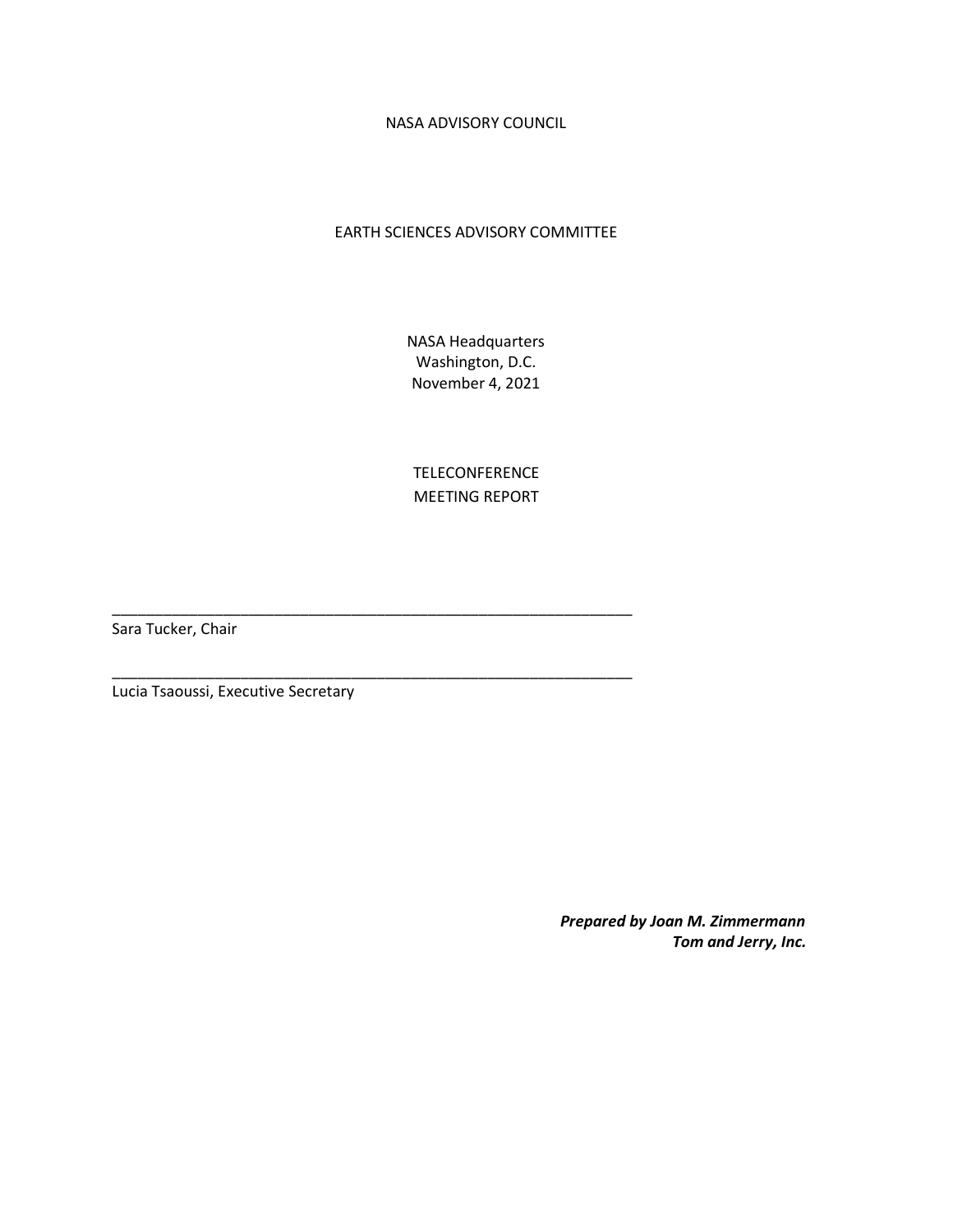NASA ADVISORY COUNCIL

EARTH SCIENCES ADVISORY COMMITTEE

NASA Headquarters
Washington, D.C.
November 4, 2021

TELECONFERENCE
MEETING REPORT

______________________________________________________________
Sara Tucker, Chair

______________________________________________________________
Lucia Tsaoussi, Executive Secretary

***Prepared by Joan M. Zimmermann***
***Tom and Jerry, Inc.***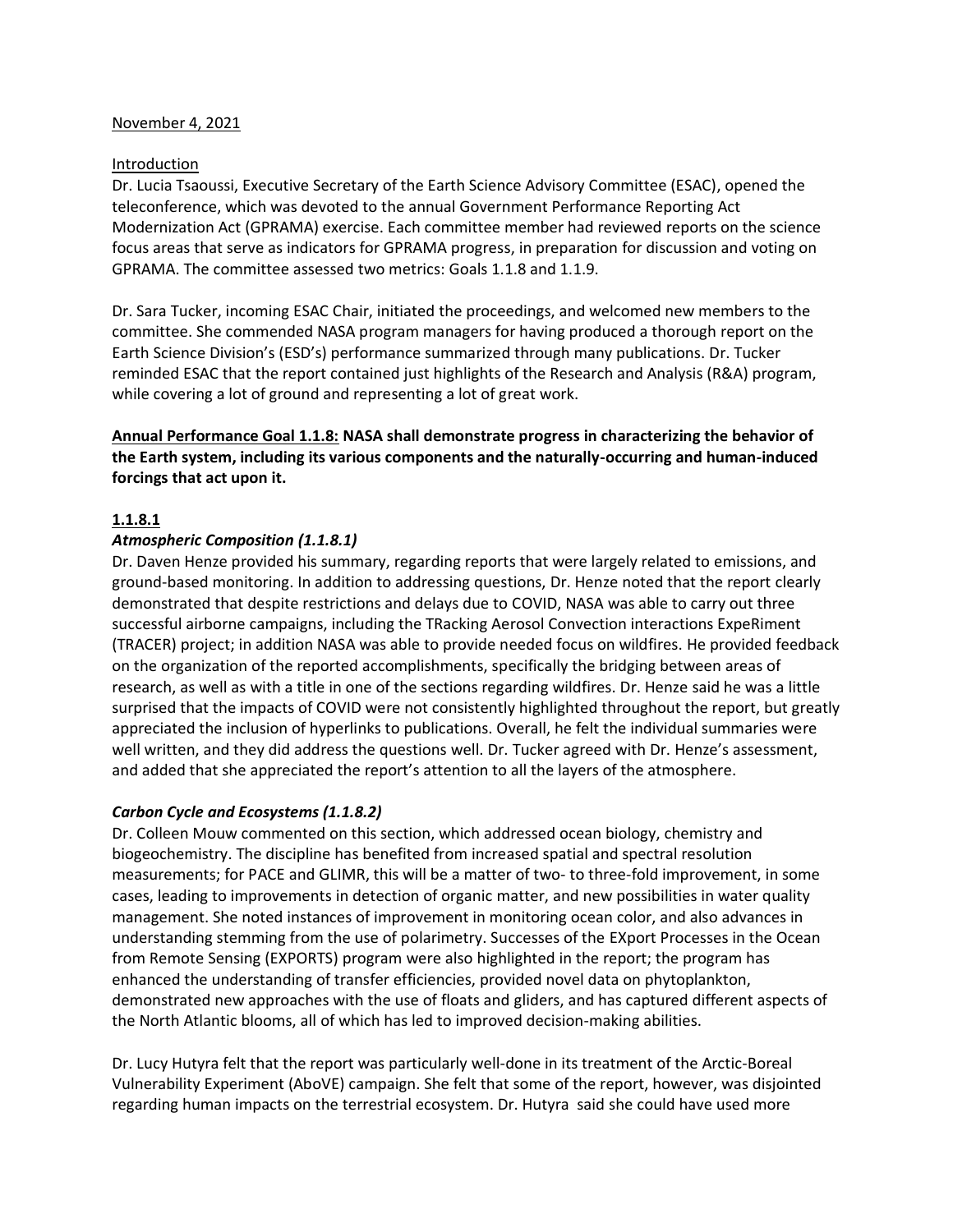November 4, 2021

Introduction

Dr. Lucia Tsaoussi, Executive Secretary of the Earth Science Advisory Committee (ESAC), opened the teleconference, which was devoted to the annual Government Performance Reporting Act Modernization Act (GPRAMA) exercise. Each committee member had reviewed reports on the science focus areas that serve as indicators for GPRAMA progress, in preparation for discussion and voting on GPRAMA. The committee assessed two metrics: Goals 1.1.8 and 1.1.9.

Dr. Sara Tucker, incoming ESAC Chair, initiated the proceedings, and welcomed new members to the committee. She commended NASA program managers for having produced a thorough report on the Earth Science Division's (ESD's) performance summarized through many publications. Dr. Tucker reminded ESAC that the report contained just highlights of the Research and Analysis (R&A) program, while covering a lot of ground and representing a lot of great work.

**Annual Performance Goal 1.1.8: NASA shall demonstrate progress in characterizing the behavior of the Earth system, including its various components and the naturally-occurring and human-induced forcings that act upon it.**

**1.1.8.1**

***Atmospheric Composition (1.1.8.1)***

Dr. Daven Henze provided his summary, regarding reports that were largely related to emissions, and ground-based monitoring. In addition to addressing questions, Dr. Henze noted that the report clearly demonstrated that despite restrictions and delays due to COVID, NASA was able to carry out three successful airborne campaigns, including the TRacking Aerosol Convection interactions ExpeRiment (TRACER) project; in addition NASA was able to provide needed focus on wildfires. He provided feedback on the organization of the reported accomplishments, specifically the bridging between areas of research, as well as with a title in one of the sections regarding wildfires. Dr. Henze said he was a little surprised that the impacts of COVID were not consistently highlighted throughout the report, but greatly appreciated the inclusion of hyperlinks to publications. Overall, he felt the individual summaries were well written, and they did address the questions well. Dr. Tucker agreed with Dr. Henze's assessment, and added that she appreciated the report's attention to all the layers of the atmosphere.

***Carbon Cycle and Ecosystems (1.1.8.2)***

Dr. Colleen Mouw commented on this section, which addressed ocean biology, chemistry and biogeochemistry. The discipline has benefited from increased spatial and spectral resolution measurements; for PACE and GLIMR, this will be a matter of two- to three-fold improvement, in some cases, leading to improvements in detection of organic matter, and new possibilities in water quality management. She noted instances of improvement in monitoring ocean color, and also advances in understanding stemming from the use of polarimetry. Successes of the EXport Processes in the Ocean from Remote Sensing (EXPORTS) program were also highlighted in the report; the program has enhanced the understanding of transfer efficiencies, provided novel data on phytoplankton, demonstrated new approaches with the use of floats and gliders, and has captured different aspects of the North Atlantic blooms, all of which has led to improved decision-making abilities.

Dr. Lucy Hutyra felt that the report was particularly well-done in its treatment of the Arctic-Boreal Vulnerability Experiment (AboVE) campaign. She felt that some of the report, however, was disjointed regarding human impacts on the terrestrial ecosystem. Dr. Hutyra said she could have used more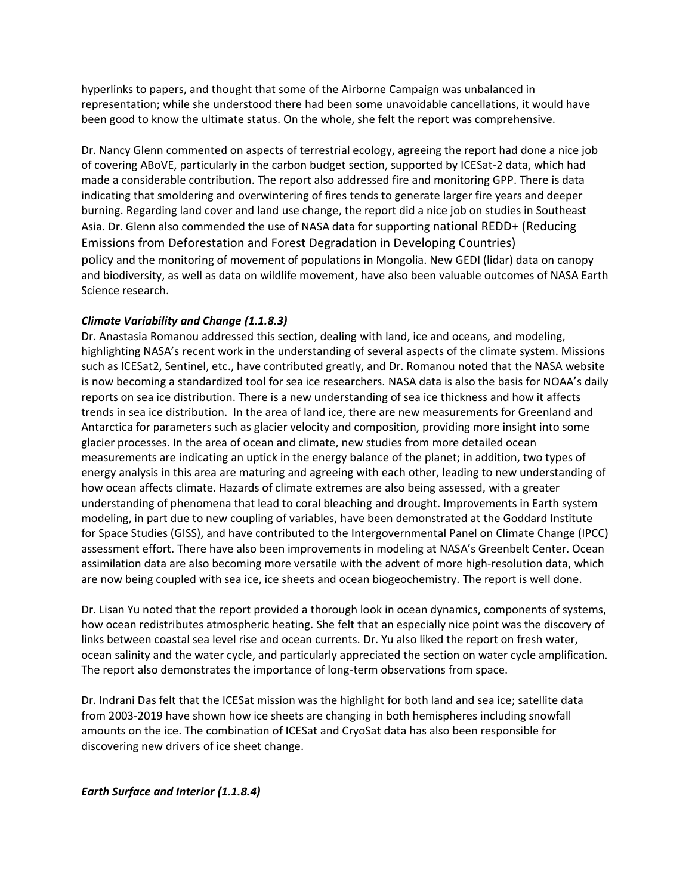hyperlinks to papers, and thought that some of the Airborne Campaign was unbalanced in representation; while she understood there had been some unavoidable cancellations, it would have been good to know the ultimate status. On the whole, she felt the report was comprehensive.

Dr. Nancy Glenn commented on aspects of terrestrial ecology, agreeing the report had done a nice job of covering ABoVE, particularly in the carbon budget section, supported by ICESat-2 data, which had made a considerable contribution. The report also addressed fire and monitoring GPP. There is data indicating that smoldering and overwintering of fires tends to generate larger fire years and deeper burning. Regarding land cover and land use change, the report did a nice job on studies in Southeast Asia. Dr. Glenn also commended the use of NASA data for supporting national REDD+ (Reducing Emissions from Deforestation and Forest Degradation in Developing Countries) policy and the monitoring of movement of populations in Mongolia. New GEDI (lidar) data on canopy and biodiversity, as well as data on wildlife movement, have also been valuable outcomes of NASA Earth Science research.

### *Climate Variability and Change (1.1.8.3)*

Dr. Anastasia Romanou addressed this section, dealing with land, ice and oceans, and modeling, highlighting NASA's recent work in the understanding of several aspects of the climate system. Missions such as ICESat2, Sentinel, etc., have contributed greatly, and Dr. Romanou noted that the NASA website is now becoming a standardized tool for sea ice researchers. NASA data is also the basis for NOAA's daily reports on sea ice distribution. There is a new understanding of sea ice thickness and how it affects trends in sea ice distribution. In the area of land ice, there are new measurements for Greenland and Antarctica for parameters such as glacier velocity and composition, providing more insight into some glacier processes. In the area of ocean and climate, new studies from more detailed ocean measurements are indicating an uptick in the energy balance of the planet; in addition, two types of energy analysis in this area are maturing and agreeing with each other, leading to new understanding of how ocean affects climate. Hazards of climate extremes are also being assessed, with a greater understanding of phenomena that lead to coral bleaching and drought. Improvements in Earth system modeling, in part due to new coupling of variables, have been demonstrated at the Goddard Institute for Space Studies (GISS), and have contributed to the Intergovernmental Panel on Climate Change (IPCC) assessment effort. There have also been improvements in modeling at NASA's Greenbelt Center. Ocean assimilation data are also becoming more versatile with the advent of more high-resolution data, which are now being coupled with sea ice, ice sheets and ocean biogeochemistry. The report is well done.

Dr. Lisan Yu noted that the report provided a thorough look in ocean dynamics, components of systems, how ocean redistributes atmospheric heating. She felt that an especially nice point was the discovery of links between coastal sea level rise and ocean currents. Dr. Yu also liked the report on fresh water, ocean salinity and the water cycle, and particularly appreciated the section on water cycle amplification. The report also demonstrates the importance of long-term observations from space.

Dr. Indrani Das felt that the ICESat mission was the highlight for both land and sea ice; satellite data from 2003-2019 have shown how ice sheets are changing in both hemispheres including snowfall amounts on the ice. The combination of ICESat and CryoSat data has also been responsible for discovering new drivers of ice sheet change.

### *Earth Surface and Interior (1.1.8.4)*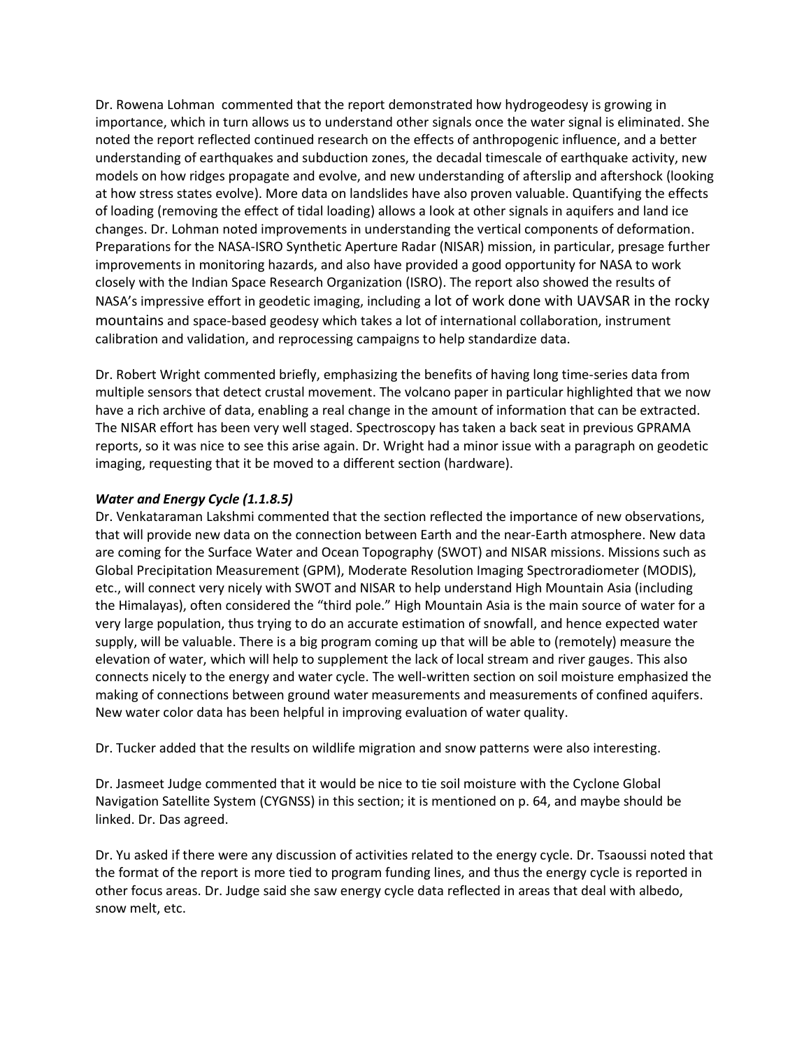Dr. Rowena Lohman  commented that the report demonstrated how hydrogeodesy is growing in importance, which in turn allows us to understand other signals once the water signal is eliminated. She noted the report reflected continued research on the effects of anthropogenic influence, and a better understanding of earthquakes and subduction zones, the decadal timescale of earthquake activity, new models on how ridges propagate and evolve, and new understanding of afterslip and aftershock (looking at how stress states evolve). More data on landslides have also proven valuable. Quantifying the effects of loading (removing the effect of tidal loading) allows a look at other signals in aquifers and land ice changes. Dr. Lohman noted improvements in understanding the vertical components of deformation. Preparations for the NASA-ISRO Synthetic Aperture Radar (NISAR) mission, in particular, presage further improvements in monitoring hazards, and also have provided a good opportunity for NASA to work closely with the Indian Space Research Organization (ISRO). The report also showed the results of NASA's impressive effort in geodetic imaging, including a lot of work done with UAVSAR in the rocky mountains and space-based geodesy which takes a lot of international collaboration, instrument calibration and validation, and reprocessing campaigns to help standardize data.

Dr. Robert Wright commented briefly, emphasizing the benefits of having long time-series data from multiple sensors that detect crustal movement. The volcano paper in particular highlighted that we now have a rich archive of data, enabling a real change in the amount of information that can be extracted. The NISAR effort has been very well staged. Spectroscopy has taken a back seat in previous GPRAMA reports, so it was nice to see this arise again. Dr. Wright had a minor issue with a paragraph on geodetic imaging, requesting that it be moved to a different section (hardware).

***Water and Energy Cycle (1.1.8.5)***

Dr. Venkataraman Lakshmi commented that the section reflected the importance of new observations, that will provide new data on the connection between Earth and the near-Earth atmosphere. New data are coming for the Surface Water and Ocean Topography (SWOT) and NISAR missions. Missions such as Global Precipitation Measurement (GPM), Moderate Resolution Imaging Spectroradiometer (MODIS), etc., will connect very nicely with SWOT and NISAR to help understand High Mountain Asia (including the Himalayas), often considered the "third pole." High Mountain Asia is the main source of water for a very large population, thus trying to do an accurate estimation of snowfall, and hence expected water supply, will be valuable. There is a big program coming up that will be able to (remotely) measure the elevation of water, which will help to supplement the lack of local stream and river gauges. This also connects nicely to the energy and water cycle. The well-written section on soil moisture emphasized the making of connections between ground water measurements and measurements of confined aquifers. New water color data has been helpful in improving evaluation of water quality.

Dr. Tucker added that the results on wildlife migration and snow patterns were also interesting.

Dr. Jasmeet Judge commented that it would be nice to tie soil moisture with the Cyclone Global Navigation Satellite System (CYGNSS) in this section; it is mentioned on p. 64, and maybe should be linked. Dr. Das agreed.

Dr. Yu asked if there were any discussion of activities related to the energy cycle. Dr. Tsaoussi noted that the format of the report is more tied to program funding lines, and thus the energy cycle is reported in other focus areas. Dr. Judge said she saw energy cycle data reflected in areas that deal with albedo, snow melt, etc.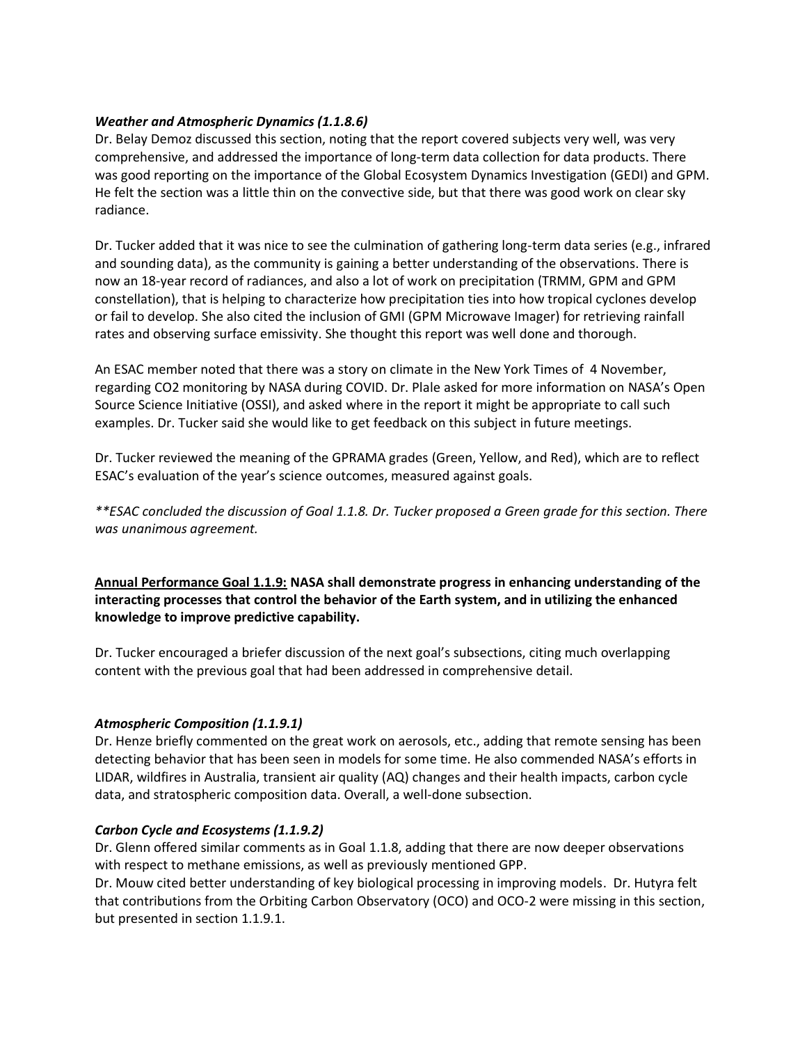***Weather and Atmospheric Dynamics (1.1.8.6)***

Dr. Belay Demoz discussed this section, noting that the report covered subjects very well, was very comprehensive, and addressed the importance of long-term data collection for data products. There was good reporting on the importance of the Global Ecosystem Dynamics Investigation (GEDI) and GPM. He felt the section was a little thin on the convective side, but that there was good work on clear sky radiance.

Dr. Tucker added that it was nice to see the culmination of gathering long-term data series (e.g., infrared and sounding data), as the community is gaining a better understanding of the observations. There is now an 18-year record of radiances, and also a lot of work on precipitation (TRMM, GPM and GPM constellation), that is helping to characterize how precipitation ties into how tropical cyclones develop or fail to develop. She also cited the inclusion of GMI (GPM Microwave Imager) for retrieving rainfall rates and observing surface emissivity. She thought this report was well done and thorough.

An ESAC member noted that there was a story on climate in the New York Times of 4 November, regarding CO2 monitoring by NASA during COVID. Dr. Plale asked for more information on NASA's Open Source Science Initiative (OSSI), and asked where in the report it might be appropriate to call such examples. Dr. Tucker said she would like to get feedback on this subject in future meetings.

Dr. Tucker reviewed the meaning of the GPRAMA grades (Green, Yellow, and Red), which are to reflect ESAC's evaluation of the year's science outcomes, measured against goals.

*\*\*ESAC concluded the discussion of Goal 1.1.8. Dr. Tucker proposed a Green grade for this section. There was unanimous agreement.*

**<u>Annual Performance Goal 1.1.9:</u> NASA shall demonstrate progress in enhancing understanding of the interacting processes that control the behavior of the Earth system, and in utilizing the enhanced knowledge to improve predictive capability.**

Dr. Tucker encouraged a briefer discussion of the next goal's subsections, citing much overlapping content with the previous goal that had been addressed in comprehensive detail.

***Atmospheric Composition (1.1.9.1)***

Dr. Henze briefly commented on the great work on aerosols, etc., adding that remote sensing has been detecting behavior that has been seen in models for some time. He also commended NASA's efforts in LIDAR, wildfires in Australia, transient air quality (AQ) changes and their health impacts, carbon cycle data, and stratospheric composition data. Overall, a well-done subsection.

***Carbon Cycle and Ecosystems (1.1.9.2)***

Dr. Glenn offered similar comments as in Goal 1.1.8, adding that there are now deeper observations with respect to methane emissions, as well as previously mentioned GPP.

Dr. Mouw cited better understanding of key biological processing in improving models. Dr. Hutyra felt that contributions from the Orbiting Carbon Observatory (OCO) and OCO-2 were missing in this section, but presented in section 1.1.9.1.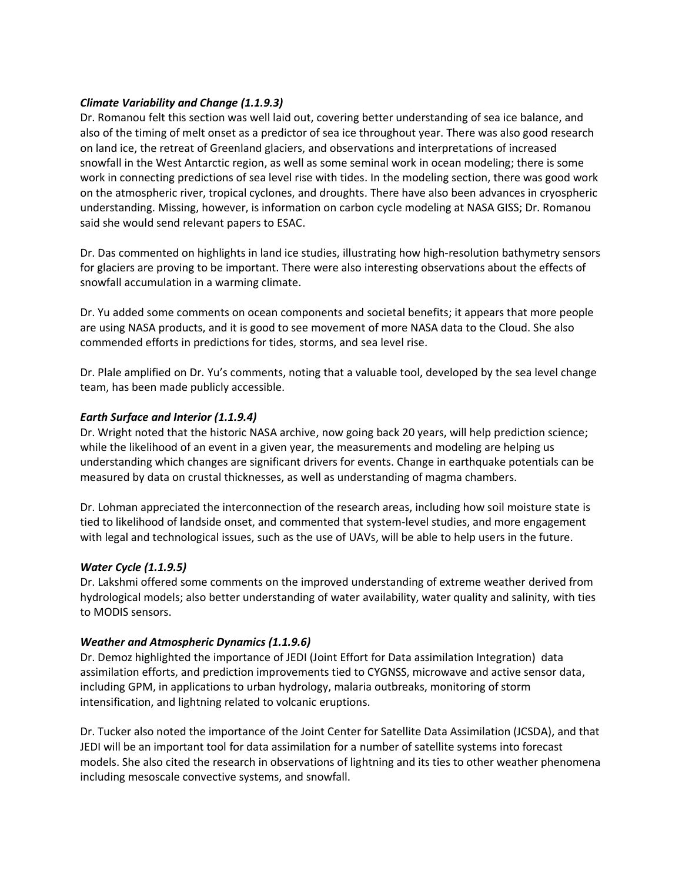***Climate Variability and Change (1.1.9.3)***
Dr. Romanou felt this section was well laid out, covering better understanding of sea ice balance, and also of the timing of melt onset as a predictor of sea ice throughout year. There was also good research on land ice, the retreat of Greenland glaciers, and observations and interpretations of increased snowfall in the West Antarctic region, as well as some seminal work in ocean modeling; there is some work in connecting predictions of sea level rise with tides. In the modeling section, there was good work on the atmospheric river, tropical cyclones, and droughts. There have also been advances in cryospheric understanding. Missing, however, is information on carbon cycle modeling at NASA GISS; Dr. Romanou said she would send relevant papers to ESAC.

Dr. Das commented on highlights in land ice studies, illustrating how high-resolution bathymetry sensors for glaciers are proving to be important. There were also interesting observations about the effects of snowfall accumulation in a warming climate.

Dr. Yu added some comments on ocean components and societal benefits; it appears that more people are using NASA products, and it is good to see movement of more NASA data to the Cloud. She also commended efforts in predictions for tides, storms, and sea level rise.

Dr. Plale amplified on Dr. Yu's comments, noting that a valuable tool, developed by the sea level change team, has been made publicly accessible.

***Earth Surface and Interior (1.1.9.4)***
Dr. Wright noted that the historic NASA archive, now going back 20 years, will help prediction science; while the likelihood of an event in a given year, the measurements and modeling are helping us understanding which changes are significant drivers for events. Change in earthquake potentials can be measured by data on crustal thicknesses, as well as understanding of magma chambers.

Dr. Lohman appreciated the interconnection of the research areas, including how soil moisture state is tied to likelihood of landside onset, and commented that system-level studies, and more engagement with legal and technological issues, such as the use of UAVs, will be able to help users in the future.

***Water Cycle (1.1.9.5)***
Dr. Lakshmi offered some comments on the improved understanding of extreme weather derived from hydrological models; also better understanding of water availability, water quality and salinity, with ties to MODIS sensors.

***Weather and Atmospheric Dynamics (1.1.9.6)***
Dr. Demoz highlighted the importance of JEDI (Joint Effort for Data assimilation Integration) data assimilation efforts, and prediction improvements tied to CYGNSS, microwave and active sensor data, including GPM, in applications to urban hydrology, malaria outbreaks, monitoring of storm intensification, and lightning related to volcanic eruptions.

Dr. Tucker also noted the importance of the Joint Center for Satellite Data Assimilation (JCSDA), and that JEDI will be an important tool for data assimilation for a number of satellite systems into forecast models. She also cited the research in observations of lightning and its ties to other weather phenomena including mesoscale convective systems, and snowfall.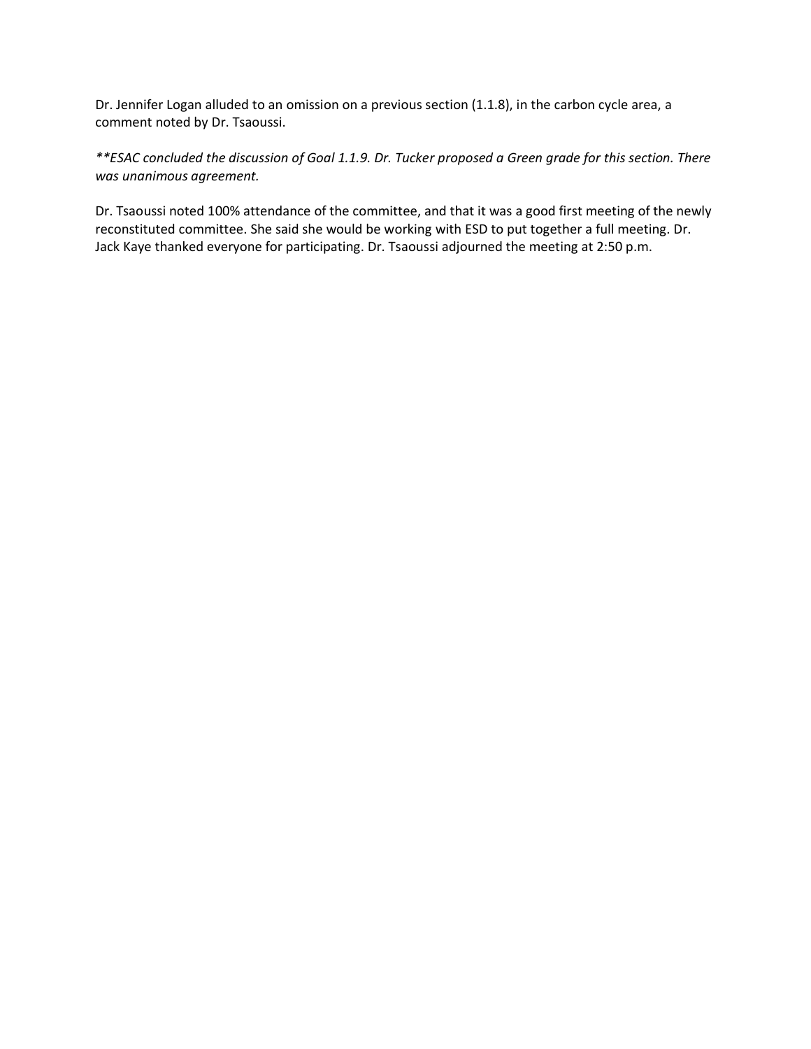Dr. Jennifer Logan alluded to an omission on a previous section (1.1.8), in the carbon cycle area, a comment noted by Dr. Tsaoussi.

*\*\*ESAC concluded the discussion of Goal 1.1.9. Dr. Tucker proposed a Green grade for this section. There was unanimous agreement.*

Dr. Tsaoussi noted 100% attendance of the committee, and that it was a good first meeting of the newly reconstituted committee. She said she would be working with ESD to put together a full meeting. Dr. Jack Kaye thanked everyone for participating. Dr. Tsaoussi adjourned the meeting at 2:50 p.m.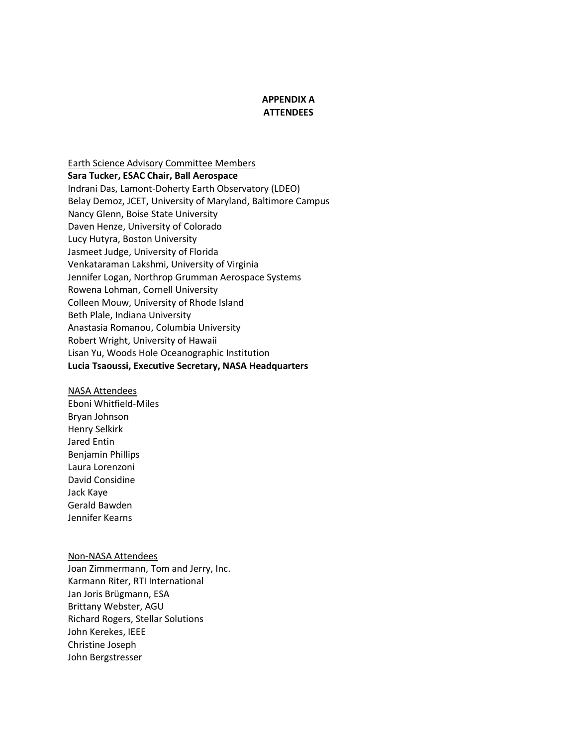# APPENDIX A
# ATTENDEES

Earth Science Advisory Committee Members

**Sara Tucker, ESAC Chair, Ball Aerospace**
Indrani Das, Lamont-Doherty Earth Observatory (LDEO)
Belay Demoz, JCET, University of Maryland, Baltimore Campus
Nancy Glenn, Boise State University
Daven Henze, University of Colorado
Lucy Hutyra, Boston University
Jasmeet Judge, University of Florida
Venkataraman Lakshmi, University of Virginia
Jennifer Logan, Northrop Grumman Aerospace Systems
Rowena Lohman, Cornell University
Colleen Mouw, University of Rhode Island
Beth Plale, Indiana University
Anastasia Romanou, Columbia University
Robert Wright, University of Hawaii
Lisan Yu, Woods Hole Oceanographic Institution
**Lucia Tsaoussi, Executive Secretary, NASA Headquarters**

NASA Attendees

Eboni Whitfield-Miles
Bryan Johnson
Henry Selkirk
Jared Entin
Benjamin Phillips
Laura Lorenzoni
David Considine
Jack Kaye
Gerald Bawden
Jennifer Kearns

Non-NASA Attendees

Joan Zimmermann, Tom and Jerry, Inc.
Karmann Riter, RTI International
Jan Joris Brügmann, ESA
Brittany Webster, AGU
Richard Rogers, Stellar Solutions
John Kerekes, IEEE
Christine Joseph
John Bergstresser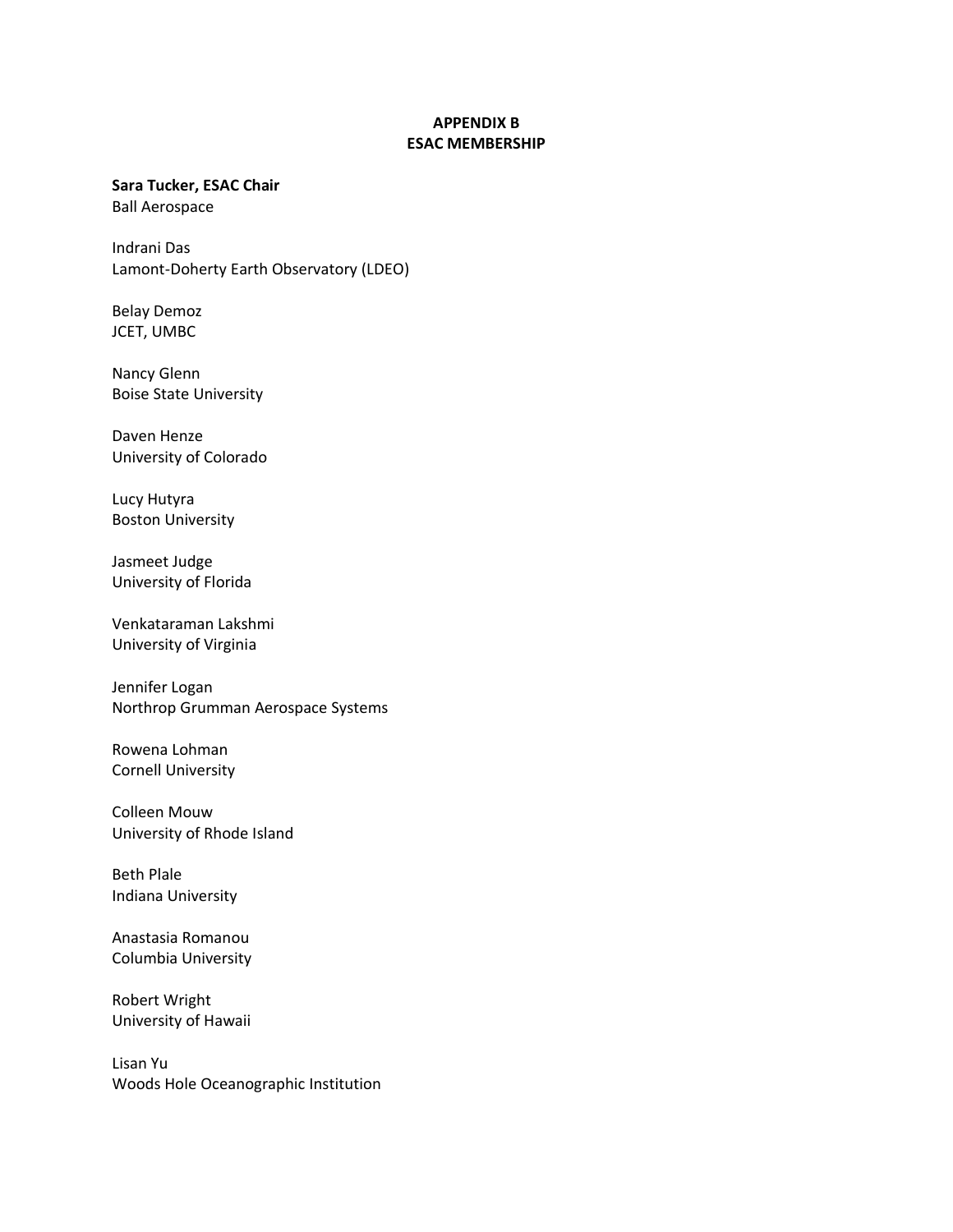# APPENDIX B
# ESAC MEMBERSHIP

**Sara Tucker, ESAC Chair**
Ball Aerospace

Indrani Das
Lamont-Doherty Earth Observatory (LDEO)

Belay Demoz
JCET, UMBC

Nancy Glenn
Boise State University

Daven Henze
University of Colorado

Lucy Hutyra
Boston University

Jasmeet Judge
University of Florida

Venkataraman Lakshmi
University of Virginia

Jennifer Logan
Northrop Grumman Aerospace Systems

Rowena Lohman
Cornell University

Colleen Mouw
University of Rhode Island

Beth Plale
Indiana University

Anastasia Romanou
Columbia University

Robert Wright
University of Hawaii

Lisan Yu
Woods Hole Oceanographic Institution